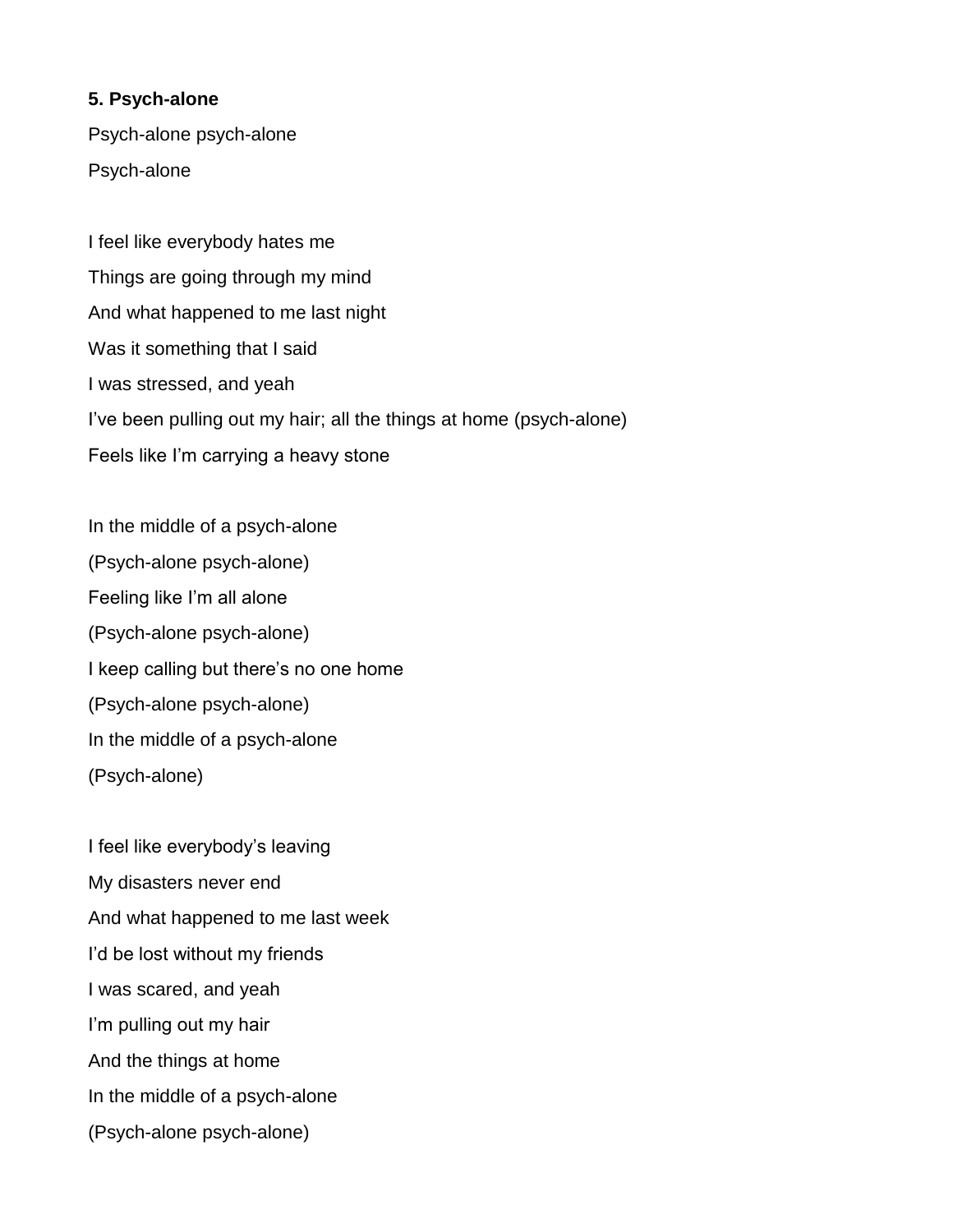**5. Psych-alone**

Psych-alone psych-alone

Psych-alone

I feel like everybody hates me

Things are going through my mind

And what happened to me last night

Was it something that I said

I was stressed, and yeah

I've been pulling out my hair; all the things at home (psych-alone)

Feels like I'm carrying a heavy stone

In the middle of a psych-alone

(Psych-alone psych-alone)

Feeling like I'm all alone

(Psych-alone psych-alone)

I keep calling but there's no one home

(Psych-alone psych-alone)

In the middle of a psych-alone

(Psych-alone)

I feel like everybody's leaving

My disasters never end

And what happened to me last week

I'd be lost without my friends

I was scared, and yeah

I'm pulling out my hair

And the things at home

In the middle of a psych-alone

(Psych-alone psych-alone)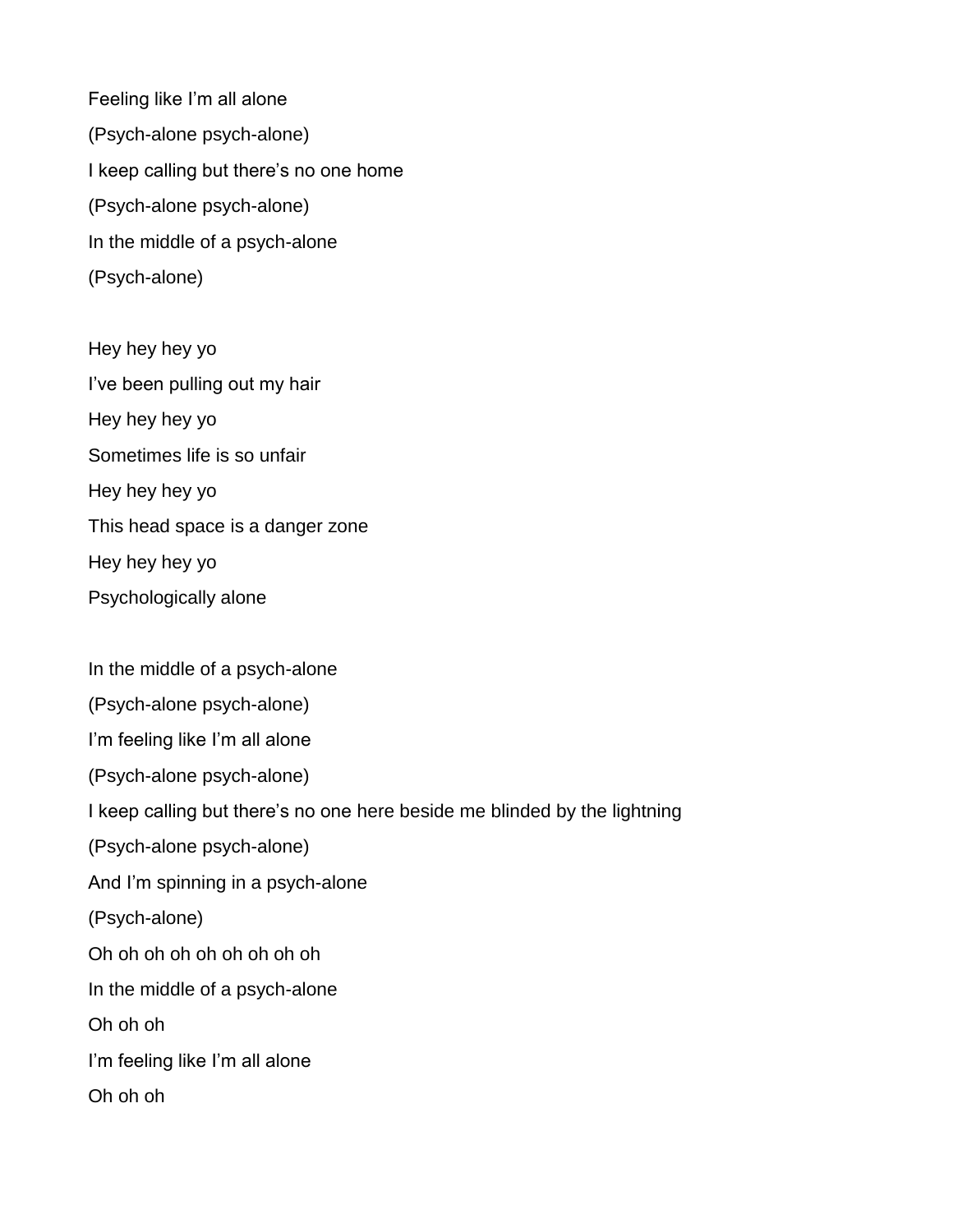Feeling like I'm all alone

(Psych-alone psych-alone)

I keep calling but there's no one home

(Psych-alone psych-alone)

In the middle of a psych-alone

(Psych-alone)

Hey hey hey yo

I've been pulling out my hair

Hey hey hey yo

Sometimes life is so unfair

Hey hey hey yo

This head space is a danger zone

Hey hey hey yo

Psychologically alone

In the middle of a psych-alone

(Psych-alone psych-alone)

I'm feeling like I'm all alone

(Psych-alone psych-alone)

I keep calling but there's no one here beside me blinded by the lightning

(Psych-alone psych-alone)

And I'm spinning in a psych-alone

(Psych-alone)

Oh oh oh oh oh oh oh oh oh

In the middle of a psych-alone

Oh oh oh

I'm feeling like I'm all alone

Oh oh oh